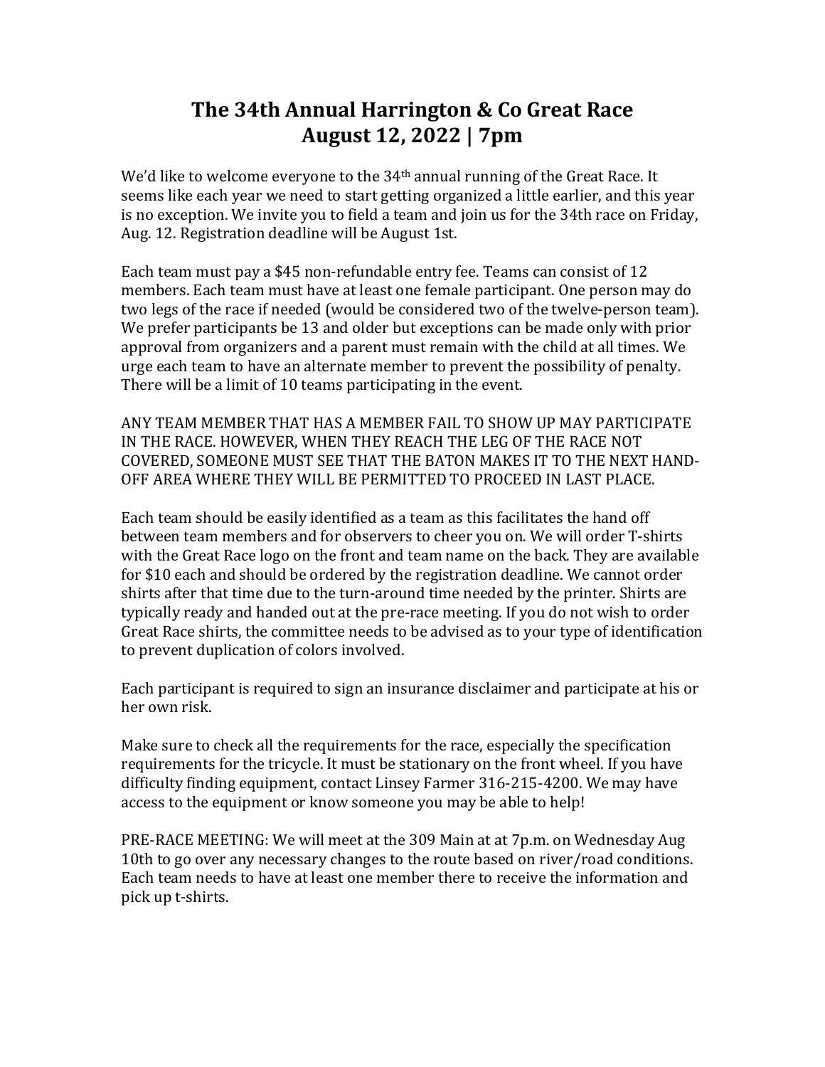# The 34th Annual Harrington & Co Great Race
# August 12, 2022 | 7pm

We'd like to welcome everyone to the 34th annual running of the Great Race. It seems like each year we need to start getting organized a little earlier, and this year is no exception. We invite you to field a team and join us for the 34th race on Friday, Aug. 12. Registration deadline will be August 1st.

Each team must pay a $45 non-refundable entry fee. Teams can consist of 12 members. Each team must have at least one female participant. One person may do two legs of the race if needed (would be considered two of the twelve-person team). We prefer participants be 13 and older but exceptions can be made only with prior approval from organizers and a parent must remain with the child at all times. We urge each team to have an alternate member to prevent the possibility of penalty. There will be a limit of 10 teams participating in the event.

ANY TEAM MEMBER THAT HAS A MEMBER FAIL TO SHOW UP MAY PARTICIPATE IN THE RACE. HOWEVER, WHEN THEY REACH THE LEG OF THE RACE NOT COVERED, SOMEONE MUST SEE THAT THE BATON MAKES IT TO THE NEXT HAND-OFF AREA WHERE THEY WILL BE PERMITTED TO PROCEED IN LAST PLACE.

Each team should be easily identified as a team as this facilitates the hand off between team members and for observers to cheer you on. We will order T-shirts with the Great Race logo on the front and team name on the back. They are available for $10 each and should be ordered by the registration deadline. We cannot order shirts after that time due to the turn-around time needed by the printer. Shirts are typically ready and handed out at the pre-race meeting. If you do not wish to order Great Race shirts, the committee needs to be advised as to your type of identification to prevent duplication of colors involved.

Each participant is required to sign an insurance disclaimer and participate at his or her own risk.

Make sure to check all the requirements for the race, especially the specification requirements for the tricycle. It must be stationary on the front wheel. If you have difficulty finding equipment, contact Linsey Farmer 316-215-4200. We may have access to the equipment or know someone you may be able to help!

PRE-RACE MEETING: We will meet at the 309 Main at at 7p.m. on Wednesday Aug 10th to go over any necessary changes to the route based on river/road conditions. Each team needs to have at least one member there to receive the information and pick up t-shirts.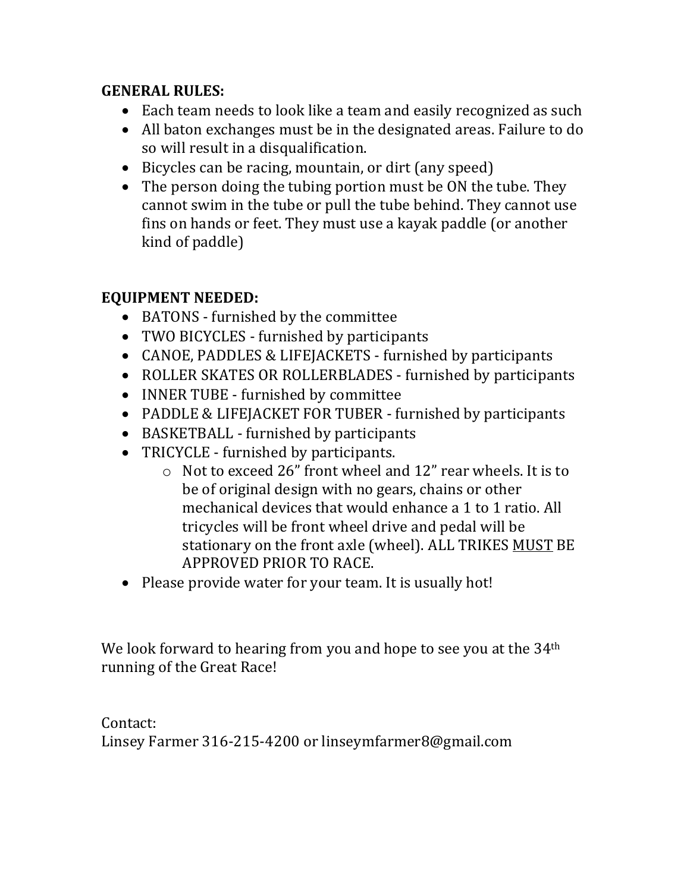**GENERAL RULES:**

- Each team needs to look like a team and easily recognized as such
- All baton exchanges must be in the designated areas. Failure to do so will result in a disqualification.
- Bicycles can be racing, mountain, or dirt (any speed)
- The person doing the tubing portion must be ON the tube. They cannot swim in the tube or pull the tube behind. They cannot use fins on hands or feet. They must use a kayak paddle (or another kind of paddle)

**EQUIPMENT NEEDED:**

- BATONS - furnished by the committee
- TWO BICYCLES - furnished by participants
- CANOE, PADDLES & LIFEJACKETS - furnished by participants
- ROLLER SKATES OR ROLLERBLADES - furnished by participants
- INNER TUBE - furnished by committee
- PADDLE & LIFEJACKET FOR TUBER - furnished by participants
- BASKETBALL - furnished by participants
- TRICYCLE - furnished by participants.
  - Not to exceed 26" front wheel and 12" rear wheels. It is to be of original design with no gears, chains or other mechanical devices that would enhance a 1 to 1 ratio. All tricycles will be front wheel drive and pedal will be stationary on the front axle (wheel). ALL TRIKES <u>MUST</u> BE APPROVED PRIOR TO RACE.
- Please provide water for your team. It is usually hot!

We look forward to hearing from you and hope to see you at the 34th running of the Great Race!

Contact:
Linsey Farmer 316-215-4200 or linseymfarmer8@gmail.com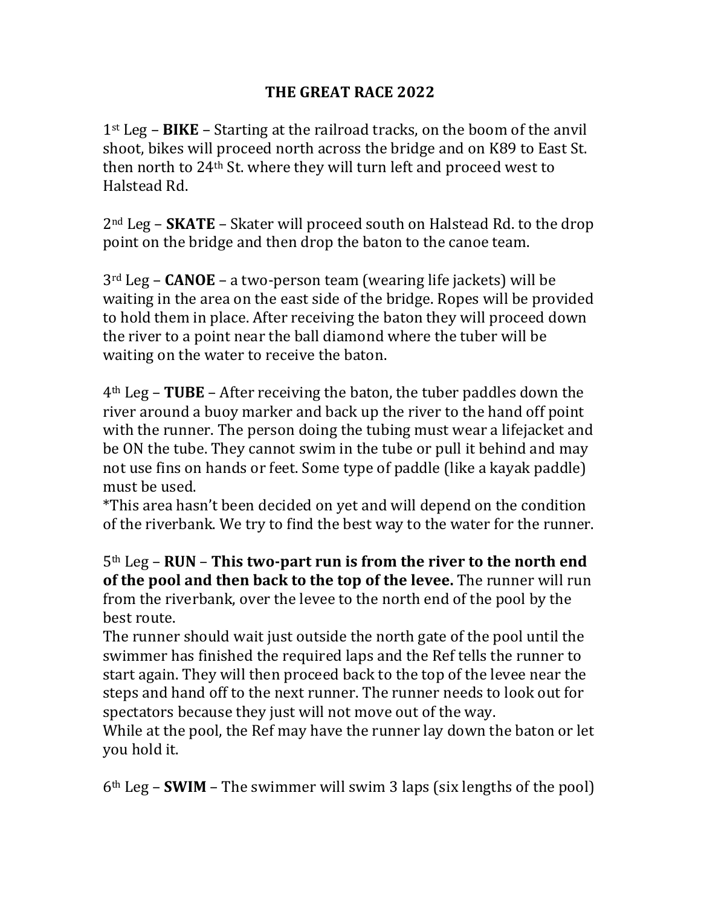# THE GREAT RACE 2022

1st Leg – **BIKE** – Starting at the railroad tracks, on the boom of the anvil shoot, bikes will proceed north across the bridge and on K89 to East St. then north to 24th St. where they will turn left and proceed west to Halstead Rd.

2nd Leg – **SKATE** – Skater will proceed south on Halstead Rd. to the drop point on the bridge and then drop the baton to the canoe team.

3rd Leg – **CANOE** – a two-person team (wearing life jackets) will be waiting in the area on the east side of the bridge. Ropes will be provided to hold them in place. After receiving the baton they will proceed down the river to a point near the ball diamond where the tuber will be waiting on the water to receive the baton.

4th Leg – **TUBE** – After receiving the baton, the tuber paddles down the river around a buoy marker and back up the river to the hand off point with the runner. The person doing the tubing must wear a lifejacket and be ON the tube. They cannot swim in the tube or pull it behind and may not use fins on hands or feet. Some type of paddle (like a kayak paddle) must be used.
*This area hasn't been decided on yet and will depend on the condition of the riverbank. We try to find the best way to the water for the runner.

5th Leg – **RUN** – **This two-part run is from the river to the north end of the pool and then back to the top of the levee.** The runner will run from the riverbank, over the levee to the north end of the pool by the best route.
The runner should wait just outside the north gate of the pool until the swimmer has finished the required laps and the Ref tells the runner to start again. They will then proceed back to the top of the levee near the steps and hand off to the next runner. The runner needs to look out for spectators because they just will not move out of the way.
While at the pool, the Ref may have the runner lay down the baton or let you hold it.

6th Leg – **SWIM** – The swimmer will swim 3 laps (six lengths of the pool)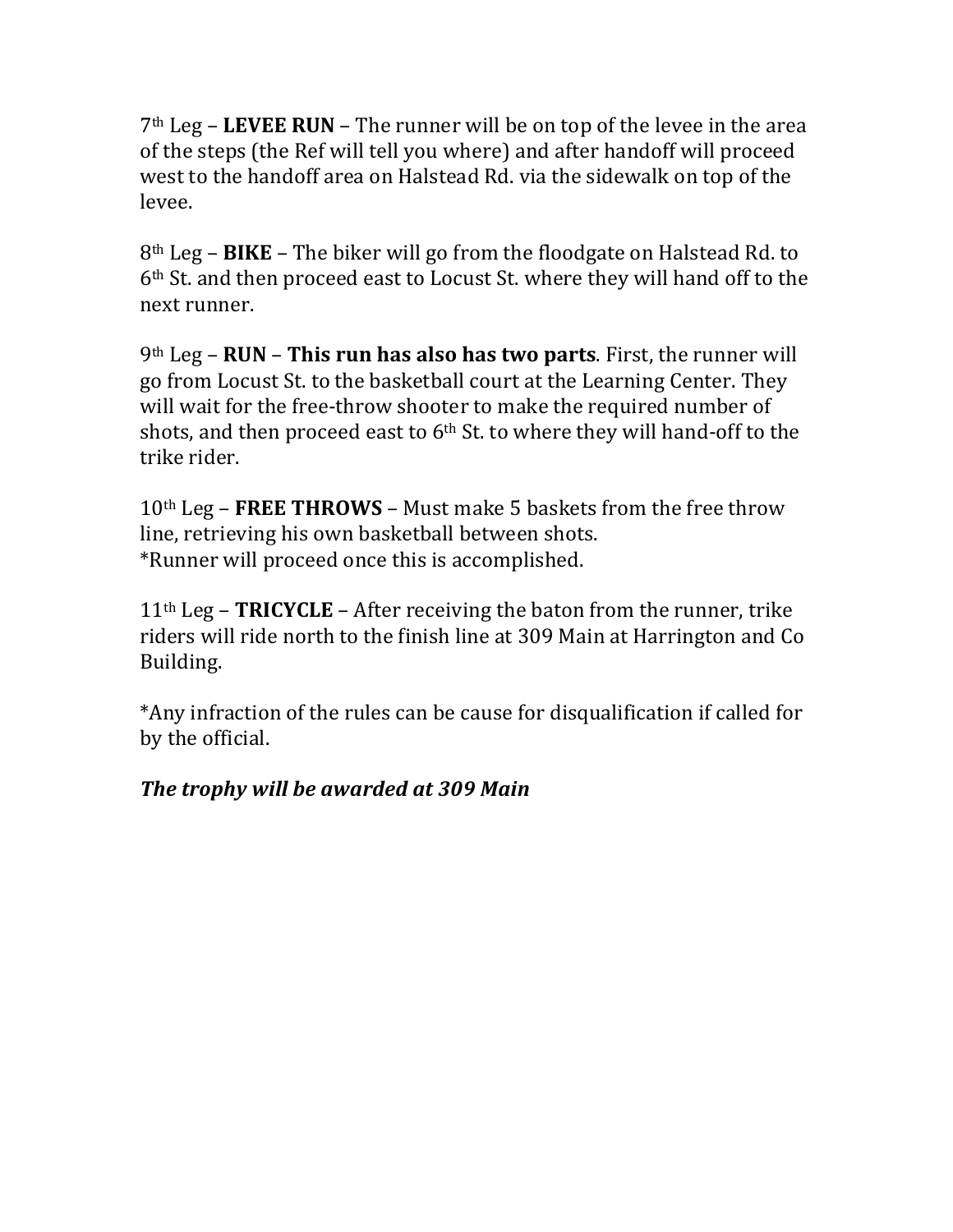7th Leg – **LEVEE RUN** – The runner will be on top of the levee in the area of the steps (the Ref will tell you where) and after handoff will proceed west to the handoff area on Halstead Rd. via the sidewalk on top of the levee.

8th Leg – **BIKE** – The biker will go from the floodgate on Halstead Rd. to 6th St. and then proceed east to Locust St. where they will hand off to the next runner.

9th Leg – **RUN** – **This run has also has two parts**. First, the runner will go from Locust St. to the basketball court at the Learning Center. They will wait for the free-throw shooter to make the required number of shots, and then proceed east to 6th St. to where they will hand-off to the trike rider.

10th Leg – **FREE THROWS** – Must make 5 baskets from the free throw line, retrieving his own basketball between shots.
*Runner will proceed once this is accomplished.

11th Leg – **TRICYCLE** – After receiving the baton from the runner, trike riders will ride north to the finish line at 309 Main at Harrington and Co Building.

*Any infraction of the rules can be cause for disqualification if called for by the official.

***The trophy will be awarded at 309 Main***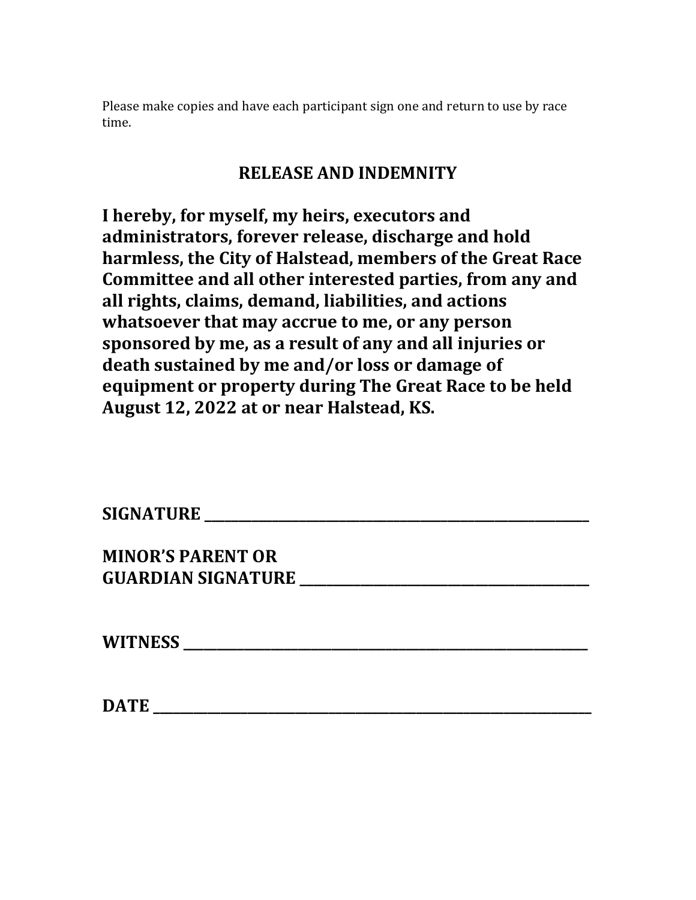Please make copies and have each participant sign one and return to use by race time.

## RELEASE AND INDEMNITY

**I hereby, for myself, my heirs, executors and administrators, forever release, discharge and hold harmless, the City of Halstead, members of the Great Race Committee and all other interested parties, from any and all rights, claims, demand, liabilities, and actions whatsoever that may accrue to me, or any person sponsored by me, as a result of any and all injuries or death sustained by me and/or loss or damage of equipment or property during The Great Race to be held August 12, 2022 at or near Halstead, KS.**

**SIGNATURE** ______________________________________________

**MINOR'S PARENT OR GUARDIAN SIGNATURE** ______________________________

**WITNESS** ______________________________________________

**DATE** ________________________________________________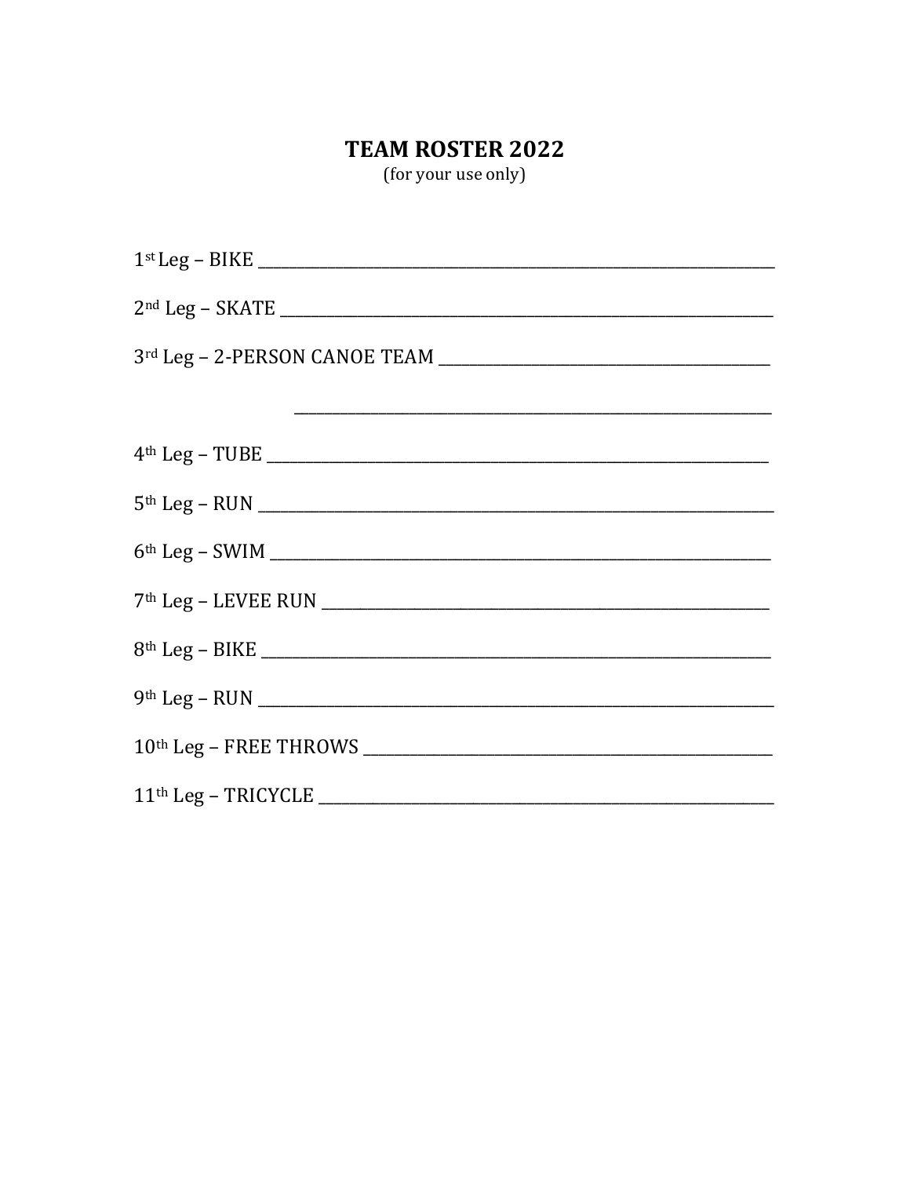# TEAM ROSTER 2022

(for your use only)

1st Leg – BIKE ______________________________________________

2nd Leg – SKATE ______________________________________________

3rd Leg – 2-PERSON CANOE TEAM ______________________________

______________________________________________

4th Leg – TUBE ______________________________________________

5th Leg – RUN ______________________________________________

6th Leg – SWIM ______________________________________________

7th Leg – LEVEE RUN ______________________________________________

8th Leg – BIKE ______________________________________________

9th Leg – RUN ______________________________________________

10th Leg – FREE THROWS ______________________________________

11th Leg – TRICYCLE ______________________________________________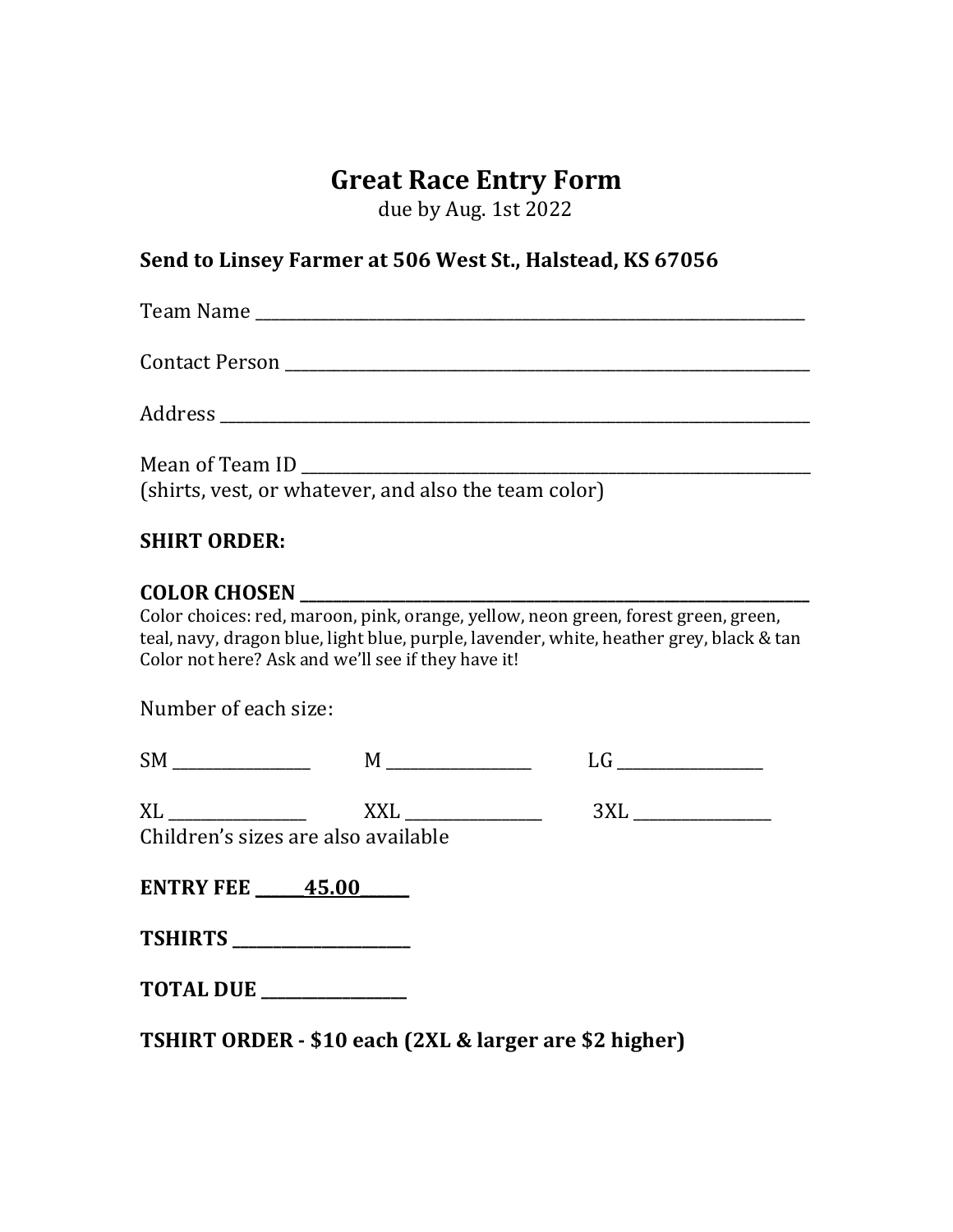# Great Race Entry Form

due by Aug. 1st 2022

**Send to Linsey Farmer at 506 West St., Halstead, KS 67056**

Team Name ___________________________________________________________

Contact Person ________________________________________________________

Address _____________________________________________________________

Mean of Team ID ______________________________________________________
(shirts, vest, or whatever, and also the team color)

**SHIRT ORDER:**

**COLOR CHOSEN ______________________________________________________**

Color choices: red, maroon, pink, orange, yellow, neon green, forest green, green, teal, navy, dragon blue, light blue, purple, lavender, white, heather grey, black & tan
Color not here? Ask and we'll see if they have it!

Number of each size:

SM _______________ M _______________ LG _______________

XL _______________ XXL _______________ 3XL _______________

Children's sizes are also available

**ENTRY FEE ______45.00______**

**TSHIRTS ____________________**

**TOTAL DUE _______________**

**TSHIRT ORDER - $10 each (2XL & larger are $2 higher)**